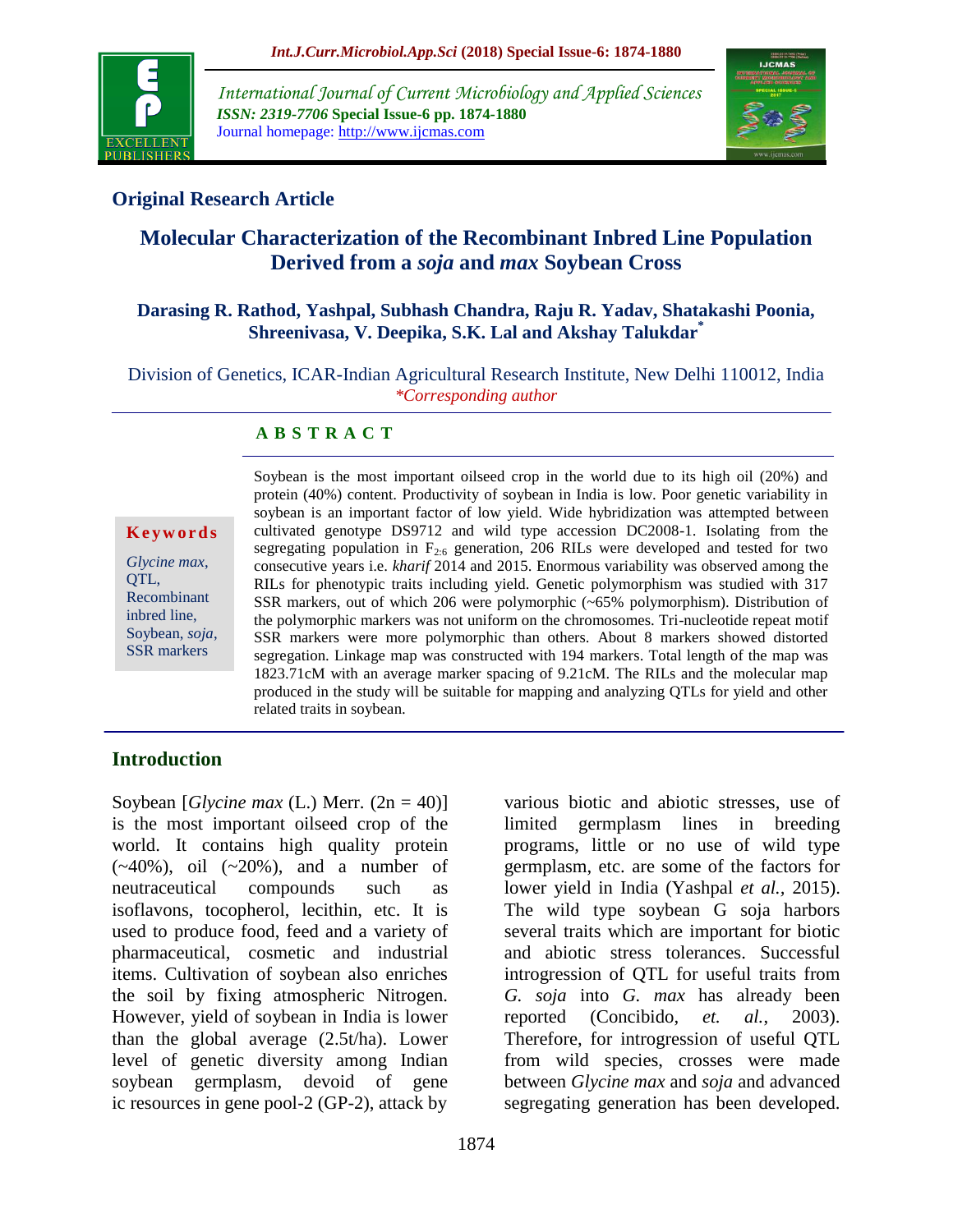## Original Research Article

# Molecular Characterization of the Recombinant Inbred Line Population Derived from a *soja* and *max* Soybean Cross

**Darasing R. Rathod, Yashpal, Subhash Chandra, Raju R. Yadav, Shatakashi Poonia, Shreenivasa, V. Deepika, S.K. Lal and Akshay Talukdar[*]**

Division of Genetics, ICAR-Indian Agricultural Research Institute, New Delhi 110012, India

*\*Corresponding author*

### A B S T R A C T

**Keywords**

*Glycine max*, QTL, Recombinant inbred line, Soybean, *soja*, SSR markers

Soybean is the most important oilseed crop in the world due to its high oil (20%) and protein (40%) content. Productivity of soybean in India is low. Poor genetic variability in soybean is an important factor of low yield. Wide hybridization was attempted between cultivated genotype DS9712 and wild type accession DC2008-1. Isolating from the segregating population in $F_{2:6}$ generation, 206 RILs were developed and tested for two consecutive years i.e. *kharif* 2014 and 2015. Enormous variability was observed among the RILs for phenotypic traits including yield. Genetic polymorphism was studied with 317 SSR markers, out of which 206 were polymorphic (~65% polymorphism). Distribution of the polymorphic markers was not uniform on the chromosomes. Tri-nucleotide repeat motif SSR markers were more polymorphic than others. About 8 markers showed distorted segregation. Linkage map was constructed with 194 markers. Total length of the map was 1823.71cM with an average marker spacing of 9.21cM. The RILs and the molecular map produced in the study will be suitable for mapping and analyzing QTLs for yield and other related traits in soybean.

## Introduction

Soybean [*Glycine max* (L.) Merr. (2n = 40)] is the most important oilseed crop of the world. It contains high quality protein (~40%), oil (~20%), and a number of neutraceutical compounds such as isoflavons, tocopherol, lecithin, etc. It is used to produce food, feed and a variety of pharmaceutical, cosmetic and industrial items. Cultivation of soybean also enriches the soil by fixing atmospheric Nitrogen. However, yield of soybean in India is lower than the global average (2.5t/ha). Lower level of genetic diversity among Indian soybean germplasm, devoid of gene ic resources in gene pool-2 (GP-2), attack by various biotic and abiotic stresses, use of limited germplasm lines in breeding programs, little or no use of wild type germplasm, etc. are some of the factors for lower yield in India (Yashpal *et al.,* 2015). The wild type soybean G soja harbors several traits which are important for biotic and abiotic stress tolerances. Successful introgression of QTL for useful traits from *G. soja* into *G. max* has already been reported (Concibido, *et. al.,* 2003). Therefore, for introgression of useful QTL from wild species, crosses were made between *Glycine max* and *soja* and advanced segregating generation has been developed.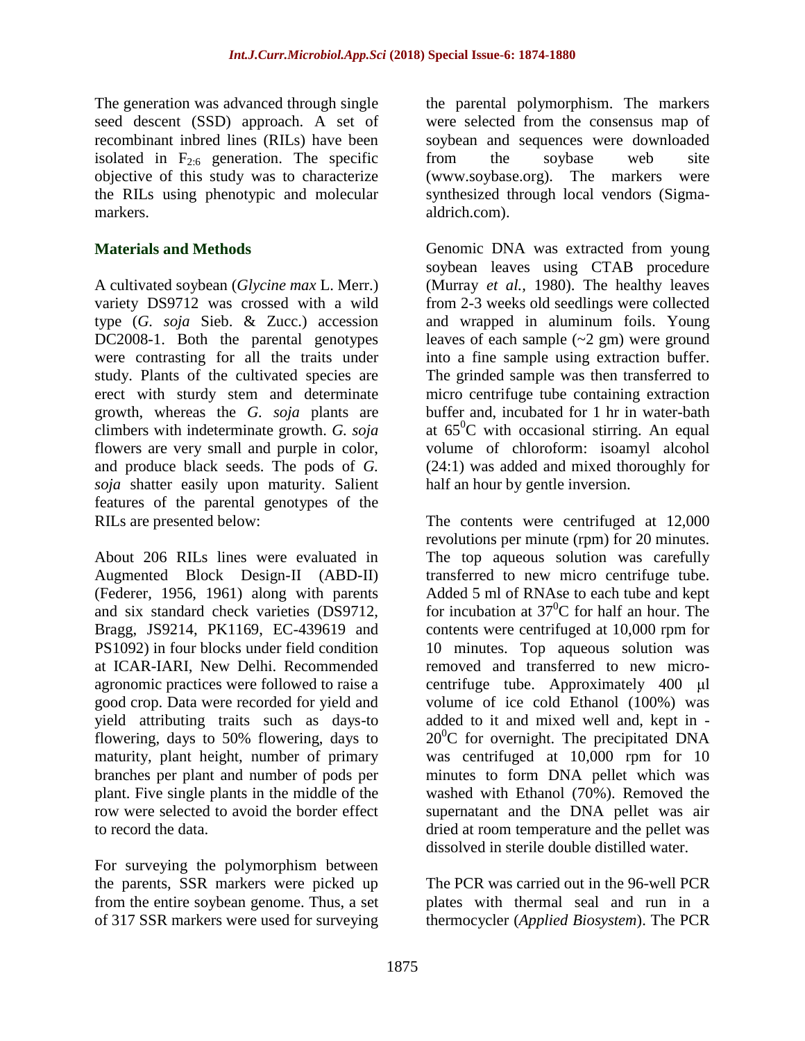The generation was advanced through single seed descent (SSD) approach. A set of recombinant inbred lines (RILs) have been isolated in $F_{2:6}$ generation. The specific objective of this study was to characterize the RILs using phenotypic and molecular markers.

## Materials and Methods

A cultivated soybean (*Glycine max* L. Merr.) variety DS9712 was crossed with a wild type (*G. soja* Sieb. & Zucc.) accession DC2008-1. Both the parental genotypes were contrasting for all the traits under study. Plants of the cultivated species are erect with sturdy stem and determinate growth, whereas the *G. soja* plants are climbers with indeterminate growth. *G. soja* flowers are very small and purple in color, and produce black seeds. The pods of *G. soja* shatter easily upon maturity. Salient features of the parental genotypes of the RILs are presented below:

About 206 RILs lines were evaluated in Augmented Block Design-II (ABD-II) (Federer, 1956, 1961) along with parents and six standard check varieties (DS9712, Bragg, JS9214, PK1169, EC-439619 and PS1092) in four blocks under field condition at ICAR-IARI, New Delhi. Recommended agronomic practices were followed to raise a good crop. Data were recorded for yield and yield attributing traits such as days-to flowering, days to 50% flowering, days to maturity, plant height, number of primary branches per plant and number of pods per plant. Five single plants in the middle of the row were selected to avoid the border effect to record the data.

For surveying the polymorphism between the parents, SSR markers were picked up from the entire soybean genome. Thus, a set of 317 SSR markers were used for surveying the parental polymorphism. The markers were selected from the consensus map of soybean and sequences were downloaded from the soybase web site (www.soybase.org). The markers were synthesized through local vendors (Sigma-aldrich.com).

Genomic DNA was extracted from young soybean leaves using CTAB procedure (Murray *et al.,* 1980). The healthy leaves from 2-3 weeks old seedlings were collected and wrapped in aluminum foils. Young leaves of each sample (~2 gm) were ground into a fine sample using extraction buffer. The grinded sample was then transferred to micro centrifuge tube containing extraction buffer and, incubated for 1 hr in water-bath at $65^0$C with occasional stirring. An equal volume of chloroform: isoamyl alcohol (24:1) was added and mixed thoroughly for half an hour by gentle inversion.

The contents were centrifuged at 12,000 revolutions per minute (rpm) for 20 minutes. The top aqueous solution was carefully transferred to new micro centrifuge tube. Added 5 ml of RNAse to each tube and kept for incubation at $37^0$C for half an hour. The contents were centrifuged at 10,000 rpm for 10 minutes. Top aqueous solution was removed and transferred to new micro-centrifuge tube. Approximately 400 μl volume of ice cold Ethanol (100%) was added to it and mixed well and, kept in -$20^0$C for overnight. The precipitated DNA was centrifuged at 10,000 rpm for 10 minutes to form DNA pellet which was washed with Ethanol (70%). Removed the supernatant and the DNA pellet was air dried at room temperature and the pellet was dissolved in sterile double distilled water.

The PCR was carried out in the 96-well PCR plates with thermal seal and run in a thermocycler (*Applied Biosystem*). The PCR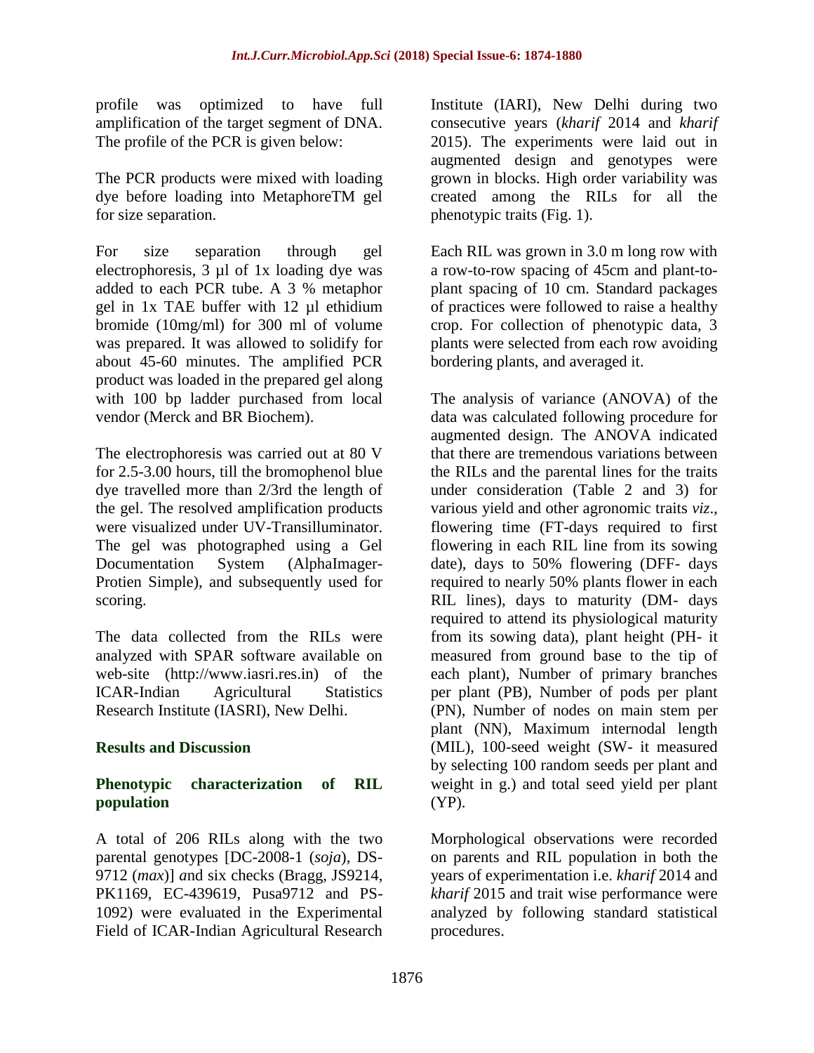profile was optimized to have full amplification of the target segment of DNA. The profile of the PCR is given below:

The PCR products were mixed with loading dye before loading into MetaphoreTM gel for size separation.

For size separation through gel electrophoresis, 3 µl of 1x loading dye was added to each PCR tube. A 3 % metaphor gel in 1x TAE buffer with 12 µl ethidium bromide (10mg/ml) for 300 ml of volume was prepared. It was allowed to solidify for about 45-60 minutes. The amplified PCR product was loaded in the prepared gel along with 100 bp ladder purchased from local vendor (Merck and BR Biochem).

The electrophoresis was carried out at 80 V for 2.5-3.00 hours, till the bromophenol blue dye travelled more than 2/3rd the length of the gel. The resolved amplification products were visualized under UV-Transilluminator. The gel was photographed using a Gel Documentation System (AlphaImager-Protien Simple), and subsequently used for scoring.

The data collected from the RILs were analyzed with SPAR software available on web-site (http://www.iasri.res.in) of the ICAR-Indian Agricultural Statistics Research Institute (IASRI), New Delhi.

## Results and Discussion

### Phenotypic characterization of RIL population

A total of 206 RILs along with the two parental genotypes [DC-2008-1 (*soja*), DS-9712 (*max*)] *a*nd six checks (Bragg, JS9214, PK1169, EC-439619, Pusa9712 and PS-1092) were evaluated in the Experimental Field of ICAR-Indian Agricultural Research Institute (IARI), New Delhi during two consecutive years (*kharif* 2014 and *kharif* 2015). The experiments were laid out in augmented design and genotypes were grown in blocks. High order variability was created among the RILs for all the phenotypic traits (Fig. 1).

Each RIL was grown in 3.0 m long row with a row-to-row spacing of 45cm and plant-to-plant spacing of 10 cm. Standard packages of practices were followed to raise a healthy crop. For collection of phenotypic data, 3 plants were selected from each row avoiding bordering plants, and averaged it.

The analysis of variance (ANOVA) of the data was calculated following procedure for augmented design. The ANOVA indicated that there are tremendous variations between the RILs and the parental lines for the traits under consideration (Table 2 and 3) for various yield and other agronomic traits *viz*., flowering time (FT-days required to first flowering in each RIL line from its sowing date), days to 50% flowering (DFF- days required to nearly 50% plants flower in each RIL lines), days to maturity (DM- days required to attend its physiological maturity from its sowing data), plant height (PH- it measured from ground base to the tip of each plant), Number of primary branches per plant (PB), Number of pods per plant (PN), Number of nodes on main stem per plant (NN), Maximum internodal length (MIL), 100-seed weight (SW- it measured by selecting 100 random seeds per plant and weight in g.) and total seed yield per plant (YP).

Morphological observations were recorded on parents and RIL population in both the years of experimentation i.e. *kharif* 2014 and *kharif* 2015 and trait wise performance were analyzed by following standard statistical procedures.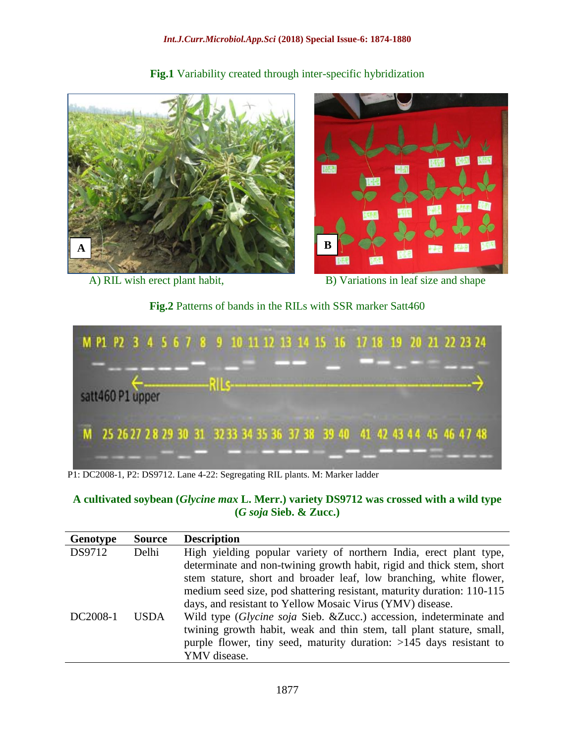**Fig.1** Variability created through inter-specific hybridization

A) RIL wish erect plant habit, B) Variations in leaf size and shape

**Fig.2** Patterns of bands in the RILs with SSR marker Satt460

P1: DC2008-1, P2: DS9712. Lane 4-22: Segregating RIL plants. M: Marker ladder

**A cultivated soybean (*Glycine max* L. Merr.) variety DS9712 was crossed with a wild type (*G soja* Sieb. & Zucc.)**

| Genotype | Source | Description |
|---|---|---|
| DS9712 | Delhi | High yielding popular variety of northern India, erect plant type, determinate and non-twining growth habit, rigid and thick stem, short stem stature, short and broader leaf, low branching, white flower, medium seed size, pod shattering resistant, maturity duration: 110-115 days, and resistant to Yellow Mosaic Virus (YMV) disease. |
| DC2008-1 | USDA | Wild type (*Glycine soja* Sieb. &Zucc.) accession, indeterminate and twining growth habit, weak and thin stem, tall plant stature, small, purple flower, tiny seed, maturity duration: >145 days resistant to YMV disease. |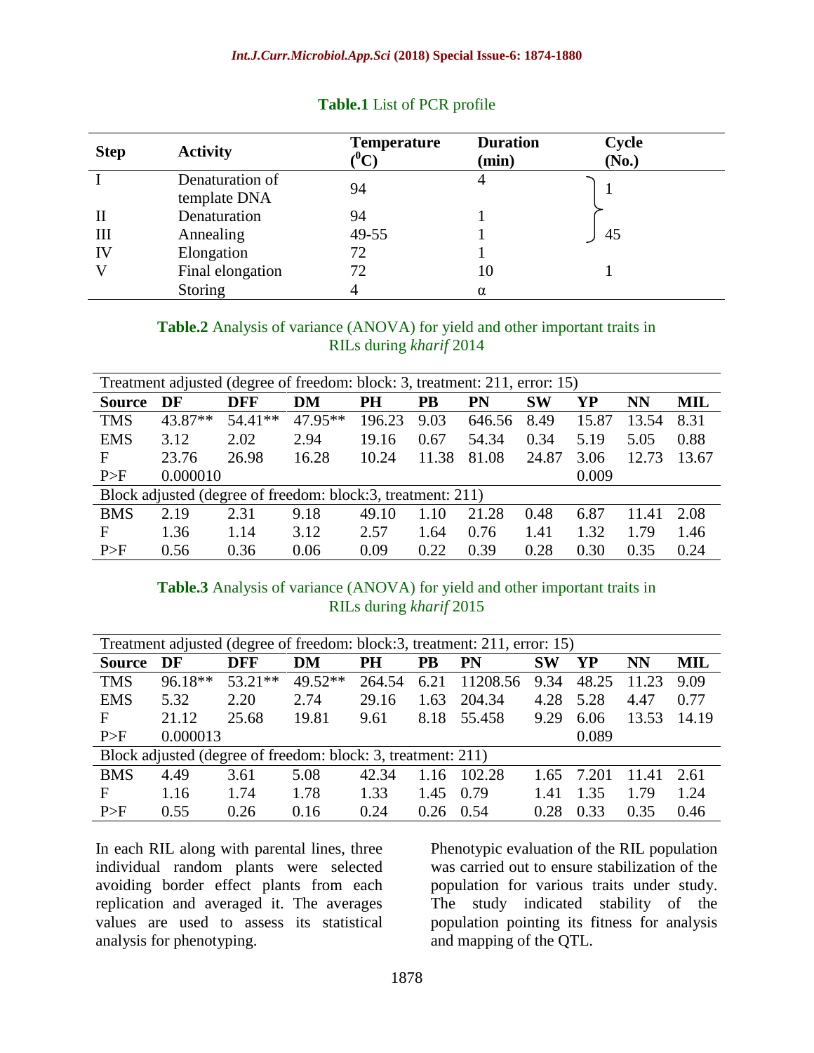**Table.1** List of PCR profile

| Step | Activity | Temperature (°C) | Duration (min) | Cycle (No.) |
|---|---|---|---|---|
| I | Denaturation of template DNA | 94 | 4 | 1 |
| II | Denaturation | 94 | 1 | 45 |
| III | Annealing | 49-55 | 1 | |
| IV | Elongation | 72 | 1 | |
| V | Final elongation | 72 | 10 | 1 |
| | Storing | 4 | α | |

**Table.2** Analysis of variance (ANOVA) for yield and other important traits in RILs during *kharif* 2014

| Treatment adjusted (degree of freedom: block: 3, treatment: 211, error: 15) | | | | | | | | | | |
|---|---|---|---|---|---|---|---|---|---|---|
| **Source** | **DF** | **DFF** | **DM** | **PH** | **PB** | **PN** | **SW** | **YP** | **NN** | **MIL** |
| TMS | 43.87** | 54.41** | 47.95** | 196.23 | 9.03 | 646.56 | 8.49 | 15.87 | 13.54 | 8.31 |
| EMS | 3.12 | 2.02 | 2.94 | 19.16 | 0.67 | 54.34 | 0.34 | 5.19 | 5.05 | 0.88 |
| F | 23.76 | 26.98 | 16.28 | 10.24 | 11.38 | 81.08 | 24.87 | 3.06 | 12.73 | 13.67 |
| P>F | 0.000010 | | | | | | | 0.009 | | |
| Block adjusted (degree of freedom: block:3, treatment: 211) | | | | | | | | | | |
| BMS | 2.19 | 2.31 | 9.18 | 49.10 | 1.10 | 21.28 | 0.48 | 6.87 | 11.41 | 2.08 |
| F | 1.36 | 1.14 | 3.12 | 2.57 | 1.64 | 0.76 | 1.41 | 1.32 | 1.79 | 1.46 |
| P>F | 0.56 | 0.36 | 0.06 | 0.09 | 0.22 | 0.39 | 0.28 | 0.30 | 0.35 | 0.24 |

**Table.3** Analysis of variance (ANOVA) for yield and other important traits in RILs during *kharif* 2015

| Treatment adjusted (degree of freedom: block:3, treatment: 211, error: 15) | | | | | | | | | | |
|---|---|---|---|---|---|---|---|---|---|---|
| **Source** | **DF** | **DFF** | **DM** | **PH** | **PB** | **PN** | **SW** | **YP** | **NN** | **MIL** |
| TMS | 96.18** | 53.21** | 49.52** | 264.54 | 6.21 | 11208.56 | 9.34 | 48.25 | 11.23 | 9.09 |
| EMS | 5.32 | 2.20 | 2.74 | 29.16 | 1.63 | 204.34 | 4.28 | 5.28 | 4.47 | 0.77 |
| F | 21.12 | 25.68 | 19.81 | 9.61 | 8.18 | 55.458 | 9.29 | 6.06 | 13.53 | 14.19 |
| P>F | 0.000013 | | | | | | | 0.089 | | |
| Block adjusted (degree of freedom: block: 3, treatment: 211) | | | | | | | | | | |
| BMS | 4.49 | 3.61 | 5.08 | 42.34 | 1.16 | 102.28 | 1.65 | 7.201 | 11.41 | 2.61 |
| F | 1.16 | 1.74 | 1.78 | 1.33 | 1.45 | 0.79 | 1.41 | 1.35 | 1.79 | 1.24 |
| P>F | 0.55 | 0.26 | 0.16 | 0.24 | 0.26 | 0.54 | 0.28 | 0.33 | 0.35 | 0.46 |

In each RIL along with parental lines, three individual random plants were selected avoiding border effect plants from each replication and averaged it. The averages values are used to assess its statistical analysis for phenotyping.

Phenotypic evaluation of the RIL population was carried out to ensure stabilization of the population for various traits under study. The study indicated stability of the population pointing its fitness for analysis and mapping of the QTL.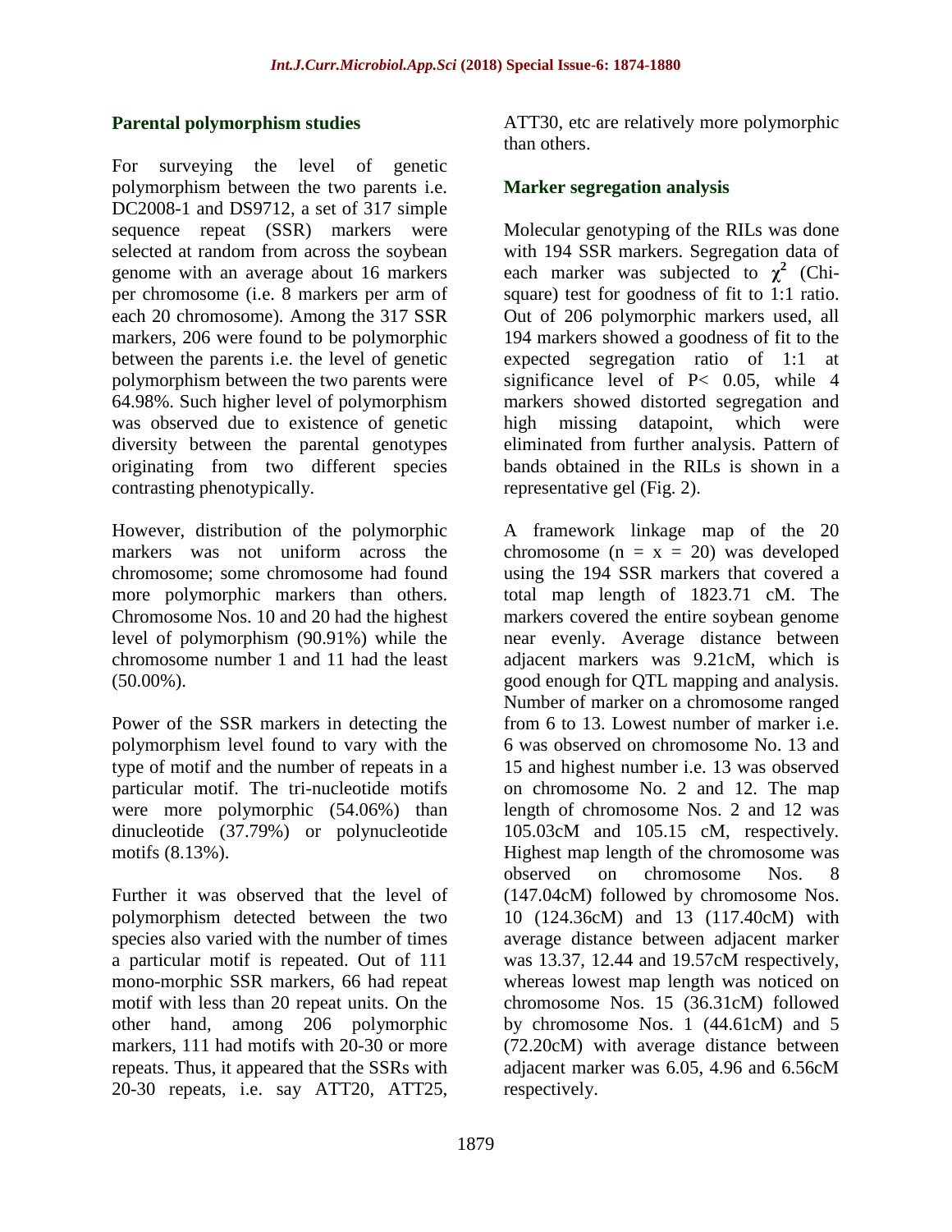### Parental polymorphism studies

For surveying the level of genetic polymorphism between the two parents i.e. DC2008-1 and DS9712, a set of 317 simple sequence repeat (SSR) markers were selected at random from across the soybean genome with an average about 16 markers per chromosome (i.e. 8 markers per arm of each 20 chromosome). Among the 317 SSR markers, 206 were found to be polymorphic between the parents i.e. the level of genetic polymorphism between the two parents were 64.98%. Such higher level of polymorphism was observed due to existence of genetic diversity between the parental genotypes originating from two different species contrasting phenotypically.

However, distribution of the polymorphic markers was not uniform across the chromosome; some chromosome had found more polymorphic markers than others. Chromosome Nos. 10 and 20 had the highest level of polymorphism (90.91%) while the chromosome number 1 and 11 had the least (50.00%).

Power of the SSR markers in detecting the polymorphism level found to vary with the type of motif and the number of repeats in a particular motif. The tri-nucleotide motifs were more polymorphic (54.06%) than dinucleotide (37.79%) or polynucleotide motifs (8.13%).

Further it was observed that the level of polymorphism detected between the two species also varied with the number of times a particular motif is repeated. Out of 111 mono-morphic SSR markers, 66 had repeat motif with less than 20 repeat units. On the other hand, among 206 polymorphic markers, 111 had motifs with 20-30 or more repeats. Thus, it appeared that the SSRs with 20-30 repeats, i.e. say ATT20, ATT25, ATT30, etc are relatively more polymorphic than others.

### Marker segregation analysis

Molecular genotyping of the RILs was done with 194 SSR markers. Segregation data of each marker was subjected to $\chi^2$ (Chi-square) test for goodness of fit to 1:1 ratio. Out of 206 polymorphic markers used, all 194 markers showed a goodness of fit to the expected segregation ratio of 1:1 at significance level of $P< 0.05$, while 4 markers showed distorted segregation and high missing datapoint, which were eliminated from further analysis. Pattern of bands obtained in the RILs is shown in a representative gel (Fig. 2).

A framework linkage map of the 20 chromosome ($n = x = 20$) was developed using the 194 SSR markers that covered a total map length of 1823.71 cM. The markers covered the entire soybean genome near evenly. Average distance between adjacent markers was 9.21cM, which is good enough for QTL mapping and analysis. Number of marker on a chromosome ranged from 6 to 13. Lowest number of marker i.e. 6 was observed on chromosome No. 13 and 15 and highest number i.e. 13 was observed on chromosome No. 2 and 12. The map length of chromosome Nos. 2 and 12 was 105.03cM and 105.15 cM, respectively. Highest map length of the chromosome was observed on chromosome Nos. 8 (147.04cM) followed by chromosome Nos. 10 (124.36cM) and 13 (117.40cM) with average distance between adjacent marker was 13.37, 12.44 and 19.57cM respectively, whereas lowest map length was noticed on chromosome Nos. 15 (36.31cM) followed by chromosome Nos. 1 (44.61cM) and 5 (72.20cM) with average distance between adjacent marker was 6.05, 4.96 and 6.56cM respectively.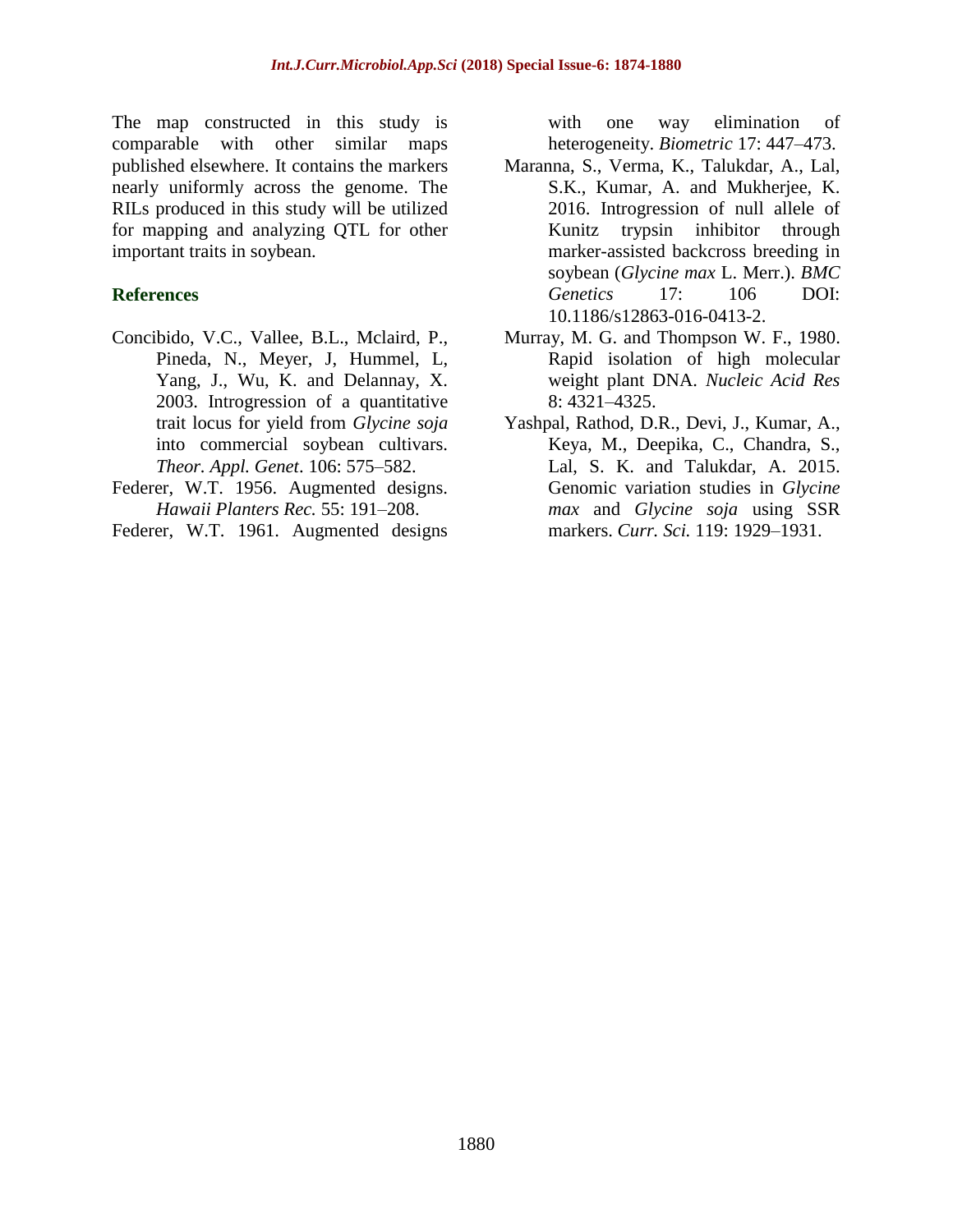The map constructed in this study is comparable with other similar maps published elsewhere. It contains the markers nearly uniformly across the genome. The RILs produced in this study will be utilized for mapping and analyzing QTL for other important traits in soybean.

## References

Concibido, V.C., Vallee, B.L., Mclaird, P., Pineda, N., Meyer, J, Hummel, L, Yang, J., Wu, K. and Delannay, X. 2003. Introgression of a quantitative trait locus for yield from *Glycine soja* into commercial soybean cultivars. *Theor. Appl. Genet*. 106: 575–582.

Federer, W.T. 1956. Augmented designs. *Hawaii Planters Rec.* 55: 191–208.

Federer, W.T. 1961. Augmented designs with one way elimination of heterogeneity. *Biometric* 17: 447–473.

Maranna, S., Verma, K., Talukdar, A., Lal, S.K., Kumar, A. and Mukherjee, K. 2016. Introgression of null allele of Kunitz trypsin inhibitor through marker-assisted backcross breeding in soybean (*Glycine max* L. Merr.). *BMC Genetics* 17: 106 DOI: 10.1186/s12863-016-0413-2.

Murray, M. G. and Thompson W. F., 1980. Rapid isolation of high molecular weight plant DNA. *Nucleic Acid Res* 8: 4321–4325.

Yashpal, Rathod, D.R., Devi, J., Kumar, A., Keya, M., Deepika, C., Chandra, S., Lal, S. K. and Talukdar, A. 2015. Genomic variation studies in *Glycine max* and *Glycine soja* using SSR markers. *Curr. Sci.* 119: 1929–1931.